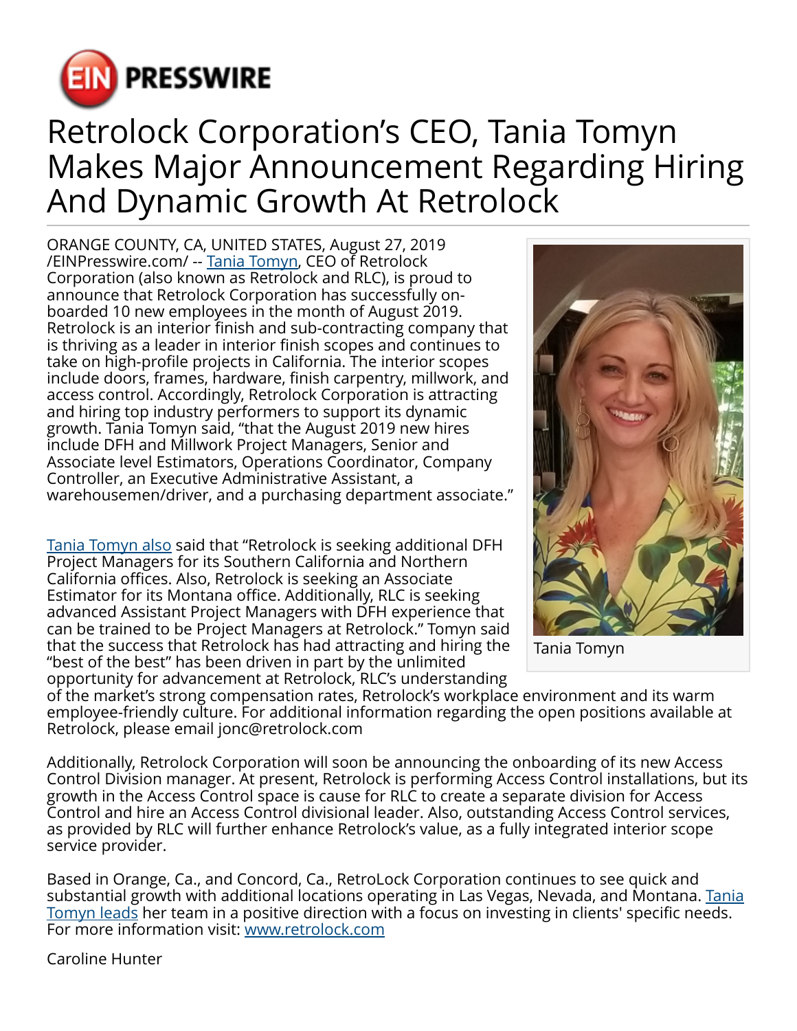# Retrolock Corporation's CEO, Tania Tomyn Makes Major Announcement Regarding Hiring And Dynamic Growth At Retrolock

ORANGE COUNTY, CA, UNITED STATES, August 27, 2019 /EINPresswire.com/ -- Tania Tomyn, CEO of Retrolock Corporation (also known as Retrolock and RLC), is proud to announce that Retrolock Corporation has successfully on-boarded 10 new employees in the month of August 2019. Retrolock is an interior finish and sub-contracting company that is thriving as a leader in interior finish scopes and continues to take on high-profile projects in California. The interior scopes include doors, frames, hardware, finish carpentry, millwork, and access control. Accordingly, Retrolock Corporation is attracting and hiring top industry performers to support its dynamic growth. Tania Tomyn said, "that the August 2019 new hires include DFH and Millwork Project Managers, Senior and Associate level Estimators, Operations Coordinator, Company Controller, an Executive Administrative Assistant, a warehousemen/driver, and a purchasing department associate."

Tania Tomyn

Tania Tomyn also said that "Retrolock is seeking additional DFH Project Managers for its Southern California and Northern California offices. Also, Retrolock is seeking an Associate Estimator for its Montana office. Additionally, RLC is seeking advanced Assistant Project Managers with DFH experience that can be trained to be Project Managers at Retrolock." Tomyn said that the success that Retrolock has had attracting and hiring the "best of the best" has been driven in part by the unlimited opportunity for advancement at Retrolock, RLC's understanding of the market's strong compensation rates, Retrolock's workplace environment and its warm employee-friendly culture. For additional information regarding the open positions available at Retrolock, please email jonc@retrolock.com

Additionally, Retrolock Corporation will soon be announcing the onboarding of its new Access Control Division manager. At present, Retrolock is performing Access Control installations, but its growth in the Access Control space is cause for RLC to create a separate division for Access Control and hire an Access Control divisional leader. Also, outstanding Access Control services, as provided by RLC will further enhance Retrolock's value, as a fully integrated interior scope service provider.

Based in Orange, Ca., and Concord, Ca., RetroLock Corporation continues to see quick and substantial growth with additional locations operating in Las Vegas, Nevada, and Montana. Tania Tomyn leads her team in a positive direction with a focus on investing in clients' specific needs. For more information visit: www.retrolock.com

Caroline Hunter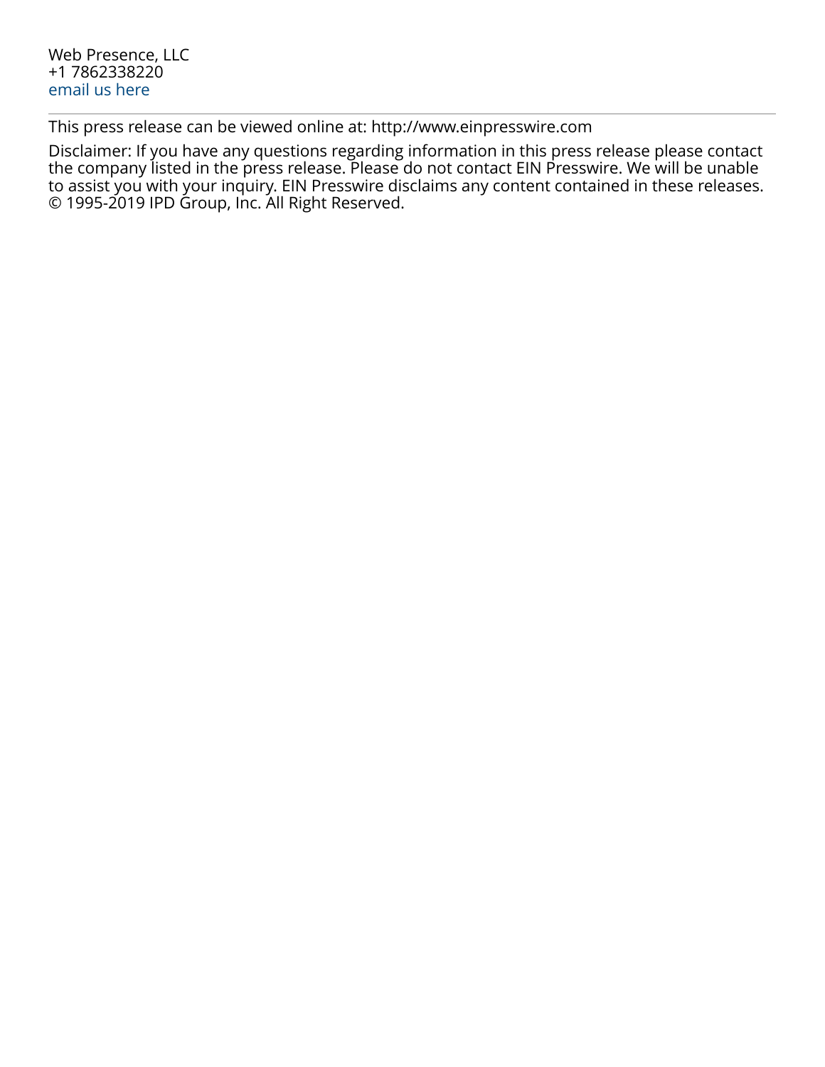Web Presence, LLC
+1 7862338220
email us here

---

This press release can be viewed online at: http://www.einpresswire.com

Disclaimer: If you have any questions regarding information in this press release please contact the company listed in the press release. Please do not contact EIN Presswire. We will be unable to assist you with your inquiry. EIN Presswire disclaims any content contained in these releases. © 1995-2019 IPD Group, Inc. All Right Reserved.